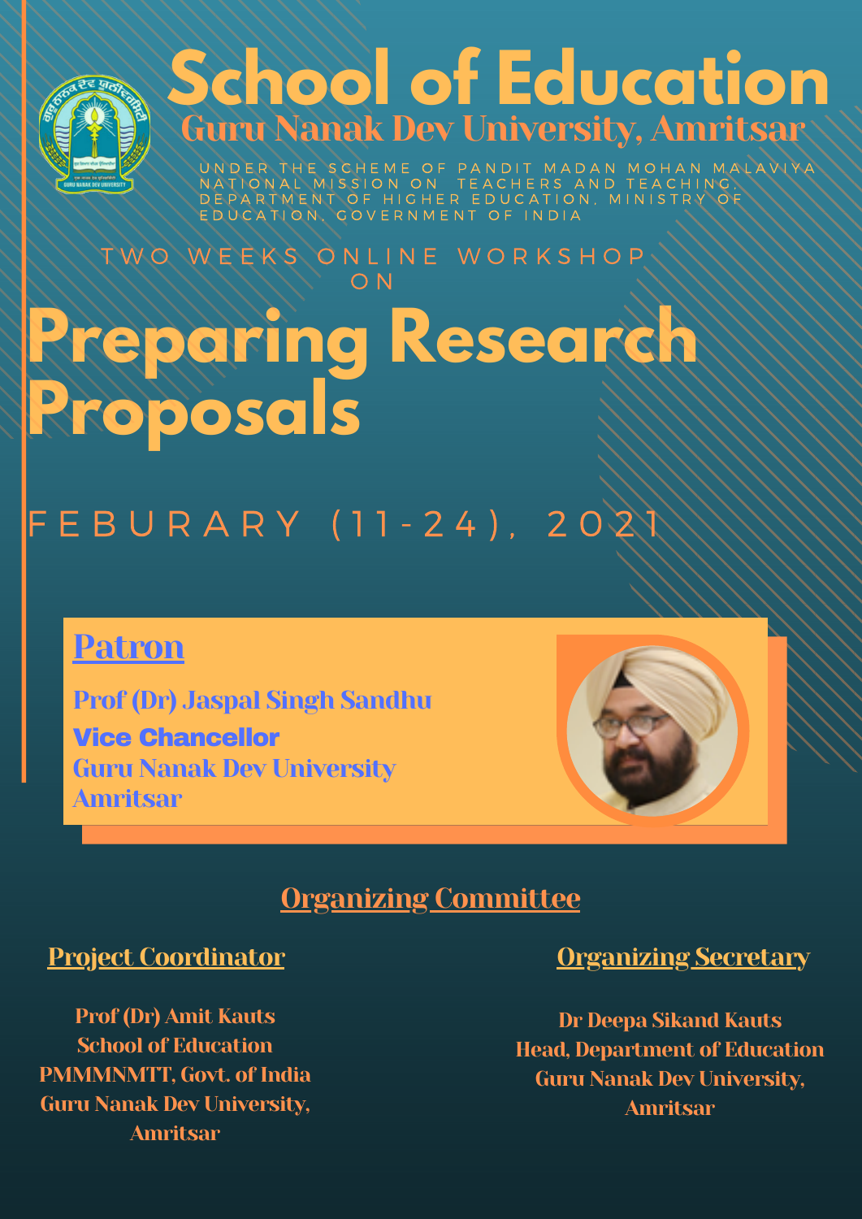# School of Education

## Guru Nanak Dev University, Amritsar

UNDER THE SCHEME OF PANDIT MADAN MOHAN MALAVIYA NATIONAL MISSION ON TEACHERS AND TEACHING, DEPARTMENT OF HIGHER EDUCATION, MINISTRY OF EDUCATION, GOVERNMENT OF INDIA

TWO WEEKS ONLINE WORKSHOP ON

# Preparing Research Proposals

FEBURARY (11-24), 2021

## Patron

**Prof (Dr) Jaspal Singh Sandhu**
**Vice Chancellor**
Guru Nanak Dev University
Amritsar

## Organizing Committee

### Project Coordinator

Prof (Dr) Amit Kauts
School of Education
PMMMNMTT, Govt. of India
Guru Nanak Dev University,
Amritsar

### Organizing Secretary

Dr Deepa Sikand Kauts
Head, Department of Education
Guru Nanak Dev University,
Amritsar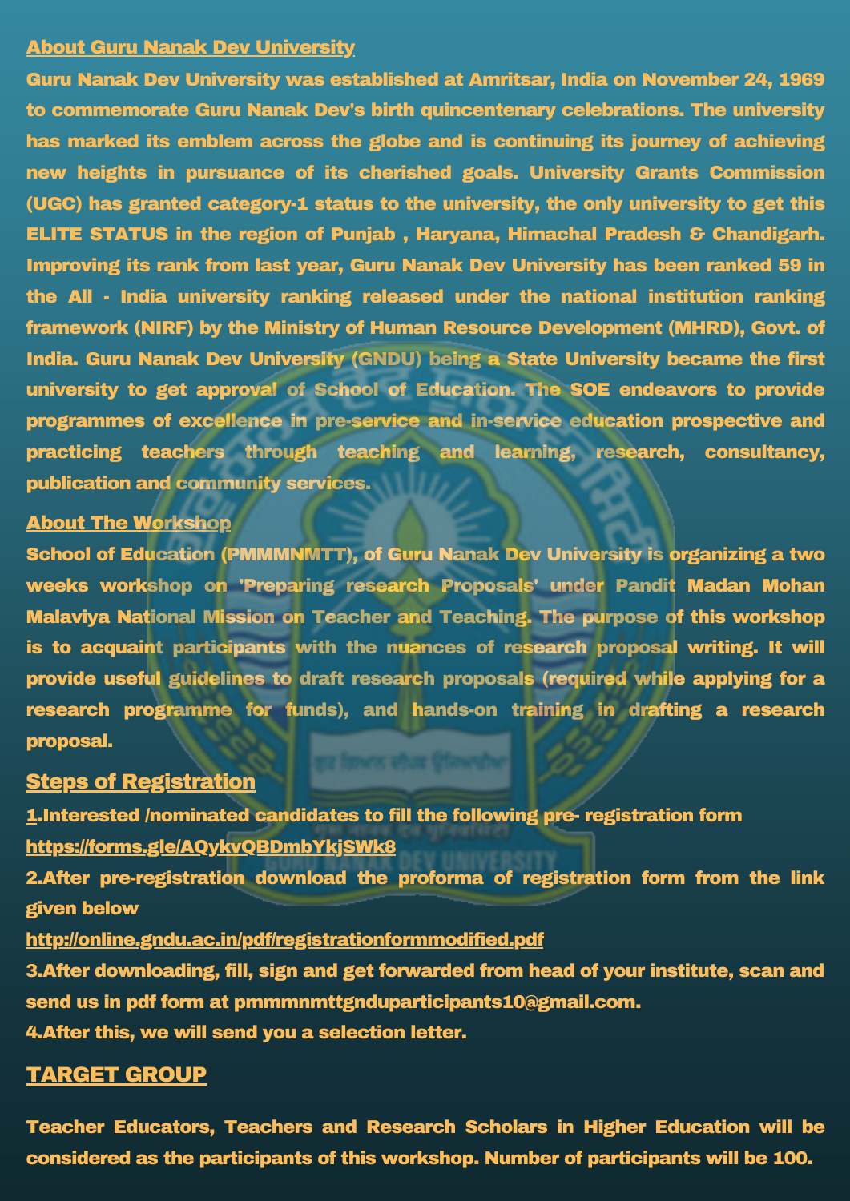## About Guru Nanak Dev University

**Guru Nanak Dev University was established at Amritsar, India on November 24, 1969 to commemorate Guru Nanak Dev's birth quincentenary celebrations. The university has marked its emblem across the globe and is continuing its journey of achieving new heights in pursuance of its cherished goals. University Grants Commission (UGC) has granted category-1 status to the university, the only university to get this ELITE STATUS in the region of Punjab , Haryana, Himachal Pradesh & Chandigarh. Improving its rank from last year, Guru Nanak Dev University has been ranked 59 in the All - India university ranking released under the national institution ranking framework (NIRF) by the Ministry of Human Resource Development (MHRD), Govt. of India. Guru Nanak Dev University (GNDU) being a State University became the first university to get approval of School of Education. The SOE endeavors to provide programmes of excellence in pre-service and in-service education prospective and practicing teachers through teaching and learning, research, consultancy, publication and community services.**

## About The Workshop

**School of Education (PMMMNMTT), of Guru Nanak Dev University is organizing a two weeks workshop on 'Preparing research Proposals' under Pandit Madan Mohan Malaviya National Mission on Teacher and Teaching. The purpose of this workshop is to acquaint participants with the nuances of research proposal writing. It will provide useful guidelines to draft research proposals (required while applying for a research programme for funds), and hands-on training in drafting a research proposal.**

## Steps of Registration

**1.Interested /nominated candidates to fill the following pre- registration form**
**https://forms.gle/AQykvQBDmbYkjSWk8**

**2.After pre-registration download the proforma of registration form from the link given below**
**http://online.gndu.ac.in/pdf/registrationformmodified.pdf**

**3.After downloading, fill, sign and get forwarded from head of your institute, scan and send us in pdf form at pmmmnmttgnduparticipants10@gmail.com.**

**4.After this, we will send you a selection letter.**

## TARGET GROUP

**Teacher Educators, Teachers and Research Scholars in Higher Education will be considered as the participants of this workshop. Number of participants will be 100.**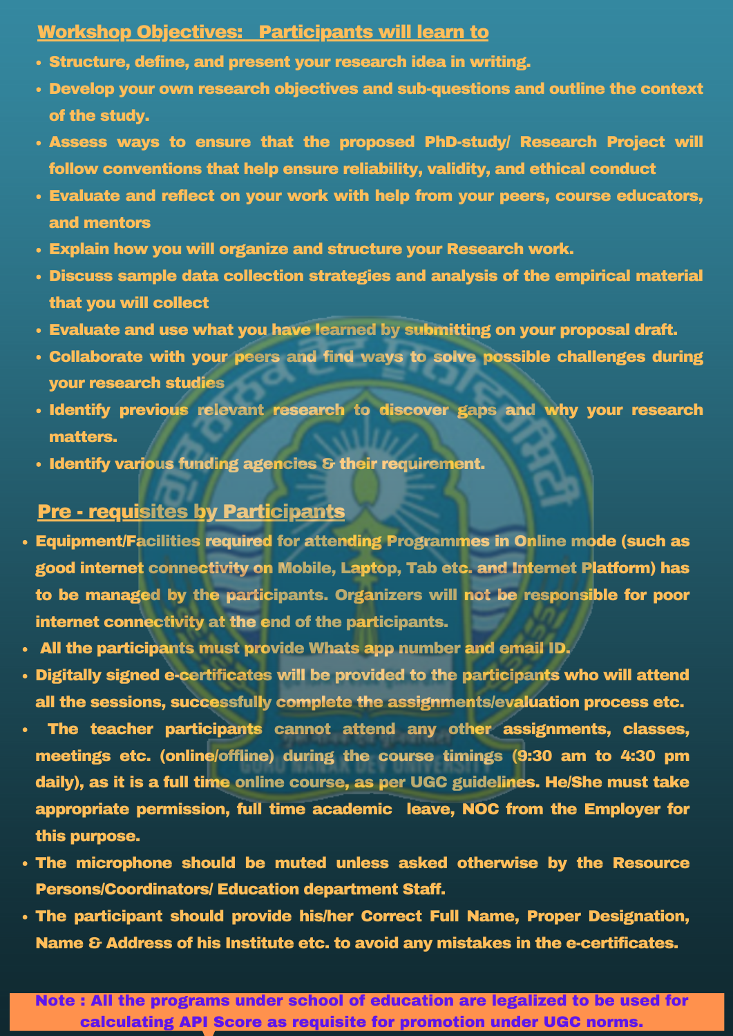## Workshop Objectives: Participants will learn to

- Structure, define, and present your research idea in writing.
- Develop your own research objectives and sub-questions and outline the context of the study.
- Assess ways to ensure that the proposed PhD-study/ Research Project will follow conventions that help ensure reliability, validity, and ethical conduct
- Evaluate and reflect on your work with help from your peers, course educators, and mentors
- Explain how you will organize and structure your Research work.
- Discuss sample data collection strategies and analysis of the empirical material that you will collect
- Evaluate and use what you have learned by submitting on your proposal draft.
- Collaborate with your peers and find ways to solve possible challenges during your research studies
- Identify previous relevant research to discover gaps and why your research matters.
- Identify various funding agencies & their requirement.

## Pre - requisites by Participants

- Equipment/Facilities required for attending Programmes in Online mode (such as good internet connectivity on Mobile, Laptop, Tab etc. and Internet Platform) has to be managed by the participants. Organizers will not be responsible for poor internet connectivity at the end of the participants.
- All the participants must provide Whats app number and email ID.
- Digitally signed e-certificates will be provided to the participants who will attend all the sessions, successfully complete the assignments/evaluation process etc.
- The teacher participants cannot attend any other assignments, classes, meetings etc. (online/offline) during the course timings (9:30 am to 4:30 pm daily), as it is a full time online course, as per UGC guidelines. He/She must take appropriate permission, full time academic leave, NOC from the Employer for this purpose.
- The microphone should be muted unless asked otherwise by the Resource Persons/Coordinators/ Education department Staff.
- The participant should provide his/her Correct Full Name, Proper Designation, Name & Address of his Institute etc. to avoid any mistakes in the e-certificates.

**Note : All the programs under school of education are legalized to be used for calculating API Score as requisite for promotion under UGC norms.**